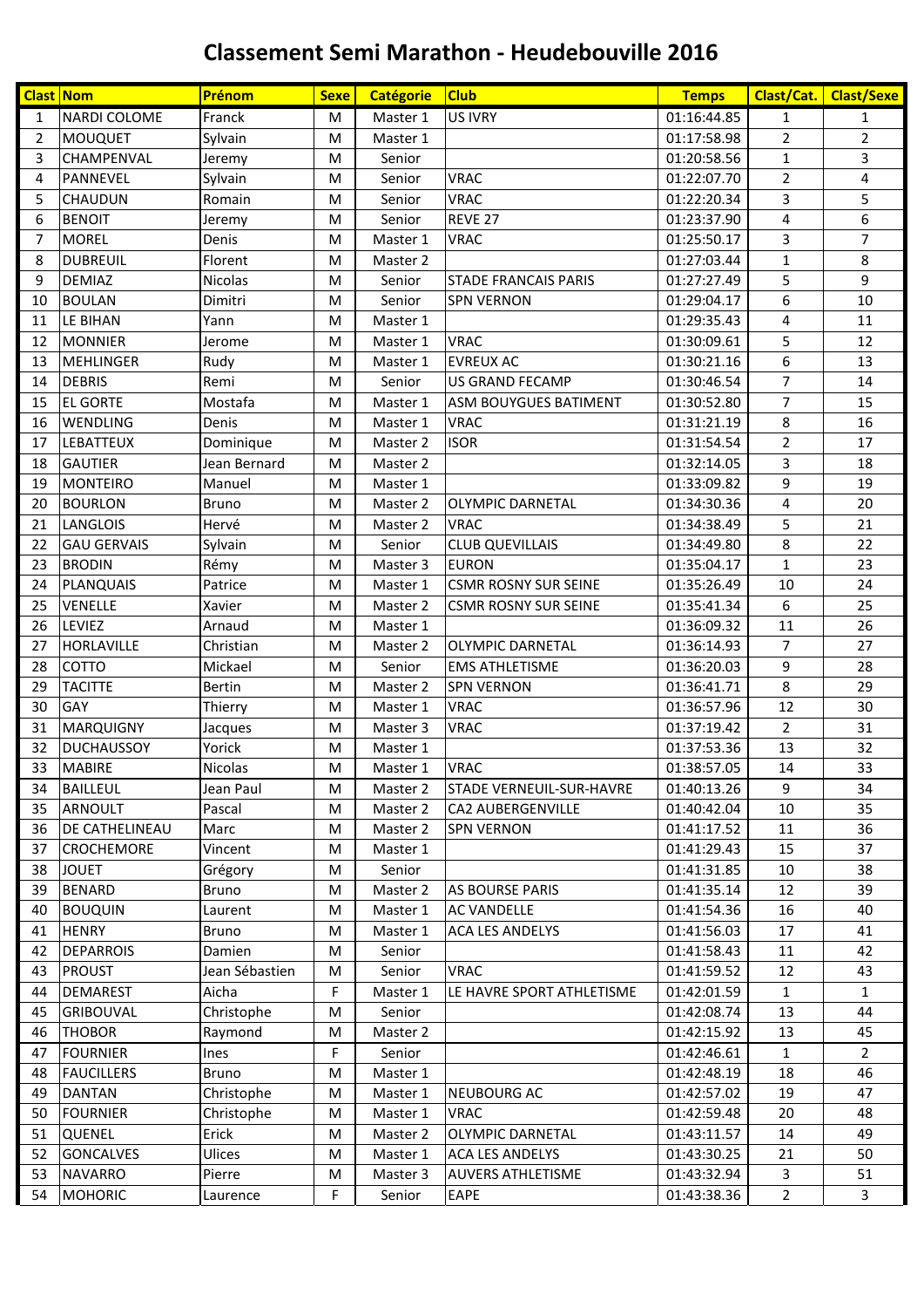# Classement Semi Marathon - Heudebouville 2016

| Clast | Nom | Prénom | Sexe | Catégorie | Club | Temps | Clast/Cat. | Clast/Sexe |
|---|---|---|---|---|---|---|---|---|
| 1 | NARDI COLOME | Franck | M | Master 1 | US IVRY | 01:16:44.85 | 1 | 1 |
| 2 | MOUQUET | Sylvain | M | Master 1 | | 01:17:58.98 | 2 | 2 |
| 3 | CHAMPENVAL | Jeremy | M | Senior | | 01:20:58.56 | 1 | 3 |
| 4 | PANNEVEL | Sylvain | M | Senior | VRAC | 01:22:07.70 | 2 | 4 |
| 5 | CHAUDUN | Romain | M | Senior | VRAC | 01:22:20.34 | 3 | 5 |
| 6 | BENOIT | Jeremy | M | Senior | REVE 27 | 01:23:37.90 | 4 | 6 |
| 7 | MOREL | Denis | M | Master 1 | VRAC | 01:25:50.17 | 3 | 7 |
| 8 | DUBREUIL | Florent | M | Master 2 | | 01:27:03.44 | 1 | 8 |
| 9 | DEMIAZ | Nicolas | M | Senior | STADE FRANCAIS PARIS | 01:27:27.49 | 5 | 9 |
| 10 | BOULAN | Dimitri | M | Senior | SPN VERNON | 01:29:04.17 | 6 | 10 |
| 11 | LE BIHAN | Yann | M | Master 1 | | 01:29:35.43 | 4 | 11 |
| 12 | MONNIER | Jerome | M | Master 1 | VRAC | 01:30:09.61 | 5 | 12 |
| 13 | MEHLINGER | Rudy | M | Master 1 | EVREUX AC | 01:30:21.16 | 6 | 13 |
| 14 | DEBRIS | Remi | M | Senior | US GRAND FECAMP | 01:30:46.54 | 7 | 14 |
| 15 | EL GORTE | Mostafa | M | Master 1 | ASM BOUYGUES BATIMENT | 01:30:52.80 | 7 | 15 |
| 16 | WENDLING | Denis | M | Master 1 | VRAC | 01:31:21.19 | 8 | 16 |
| 17 | LEBATTEUX | Dominique | M | Master 2 | ISOR | 01:31:54.54 | 2 | 17 |
| 18 | GAUTIER | Jean Bernard | M | Master 2 | | 01:32:14.05 | 3 | 18 |
| 19 | MONTEIRO | Manuel | M | Master 1 | | 01:33:09.82 | 9 | 19 |
| 20 | BOURLON | Bruno | M | Master 2 | OLYMPIC DARNETAL | 01:34:30.36 | 4 | 20 |
| 21 | LANGLOIS | Hervé | M | Master 2 | VRAC | 01:34:38.49 | 5 | 21 |
| 22 | GAU GERVAIS | Sylvain | M | Senior | CLUB QUEVILLAIS | 01:34:49.80 | 8 | 22 |
| 23 | BRODIN | Rémy | M | Master 3 | EURON | 01:35:04.17 | 1 | 23 |
| 24 | PLANQUAIS | Patrice | M | Master 1 | CSMR ROSNY SUR SEINE | 01:35:26.49 | 10 | 24 |
| 25 | VENELLE | Xavier | M | Master 2 | CSMR ROSNY SUR SEINE | 01:35:41.34 | 6 | 25 |
| 26 | LEVIEZ | Arnaud | M | Master 1 | | 01:36:09.32 | 11 | 26 |
| 27 | HORLAVILLE | Christian | M | Master 2 | OLYMPIC DARNETAL | 01:36:14.93 | 7 | 27 |
| 28 | COTTO | Mickael | M | Senior | EMS ATHLETISME | 01:36:20.03 | 9 | 28 |
| 29 | TACITTE | Bertin | M | Master 2 | SPN VERNON | 01:36:41.71 | 8 | 29 |
| 30 | GAY | Thierry | M | Master 1 | VRAC | 01:36:57.96 | 12 | 30 |
| 31 | MARQUIGNY | Jacques | M | Master 3 | VRAC | 01:37:19.42 | 2 | 31 |
| 32 | DUCHAUSSOY | Yorick | M | Master 1 | | 01:37:53.36 | 13 | 32 |
| 33 | MABIRE | Nicolas | M | Master 1 | VRAC | 01:38:57.05 | 14 | 33 |
| 34 | BAILLEUL | Jean Paul | M | Master 2 | STADE VERNEUIL-SUR-HAVRE | 01:40:13.26 | 9 | 34 |
| 35 | ARNOULT | Pascal | M | Master 2 | CA2 AUBERGENVILLE | 01:40:42.04 | 10 | 35 |
| 36 | DE CATHELINEAU | Marc | M | Master 2 | SPN VERNON | 01:41:17.52 | 11 | 36 |
| 37 | CROCHEMORE | Vincent | M | Master 1 | | 01:41:29.43 | 15 | 37 |
| 38 | JOUET | Grégory | M | Senior | | 01:41:31.85 | 10 | 38 |
| 39 | BENARD | Bruno | M | Master 2 | AS BOURSE PARIS | 01:41:35.14 | 12 | 39 |
| 40 | BOUQUIN | Laurent | M | Master 1 | AC VANDELLE | 01:41:54.36 | 16 | 40 |
| 41 | HENRY | Bruno | M | Master 1 | ACA LES ANDELYS | 01:41:56.03 | 17 | 41 |
| 42 | DEPARROIS | Damien | M | Senior | | 01:41:58.43 | 11 | 42 |
| 43 | PROUST | Jean Sébastien | M | Senior | VRAC | 01:41:59.52 | 12 | 43 |
| 44 | DEMAREST | Aicha | F | Master 1 | LE HAVRE SPORT ATHLETISME | 01:42:01.59 | 1 | 1 |
| 45 | GRIBOUVAL | Christophe | M | Senior | | 01:42:08.74 | 13 | 44 |
| 46 | THOBOR | Raymond | M | Master 2 | | 01:42:15.92 | 13 | 45 |
| 47 | FOURNIER | Ines | F | Senior | | 01:42:46.61 | 1 | 2 |
| 48 | FAUCILLERS | Bruno | M | Master 1 | | 01:42:48.19 | 18 | 46 |
| 49 | DANTAN | Christophe | M | Master 1 | NEUBOURG AC | 01:42:57.02 | 19 | 47 |
| 50 | FOURNIER | Christophe | M | Master 1 | VRAC | 01:42:59.48 | 20 | 48 |
| 51 | QUENEL | Erick | M | Master 2 | OLYMPIC DARNETAL | 01:43:11.57 | 14 | 49 |
| 52 | GONCALVES | Ulices | M | Master 1 | ACA LES ANDELYS | 01:43:30.25 | 21 | 50 |
| 53 | NAVARRO | Pierre | M | Master 3 | AUVERS ATHLETISME | 01:43:32.94 | 3 | 51 |
| 54 | MOHORIC | Laurence | F | Senior | EAPE | 01:43:38.36 | 2 | 3 |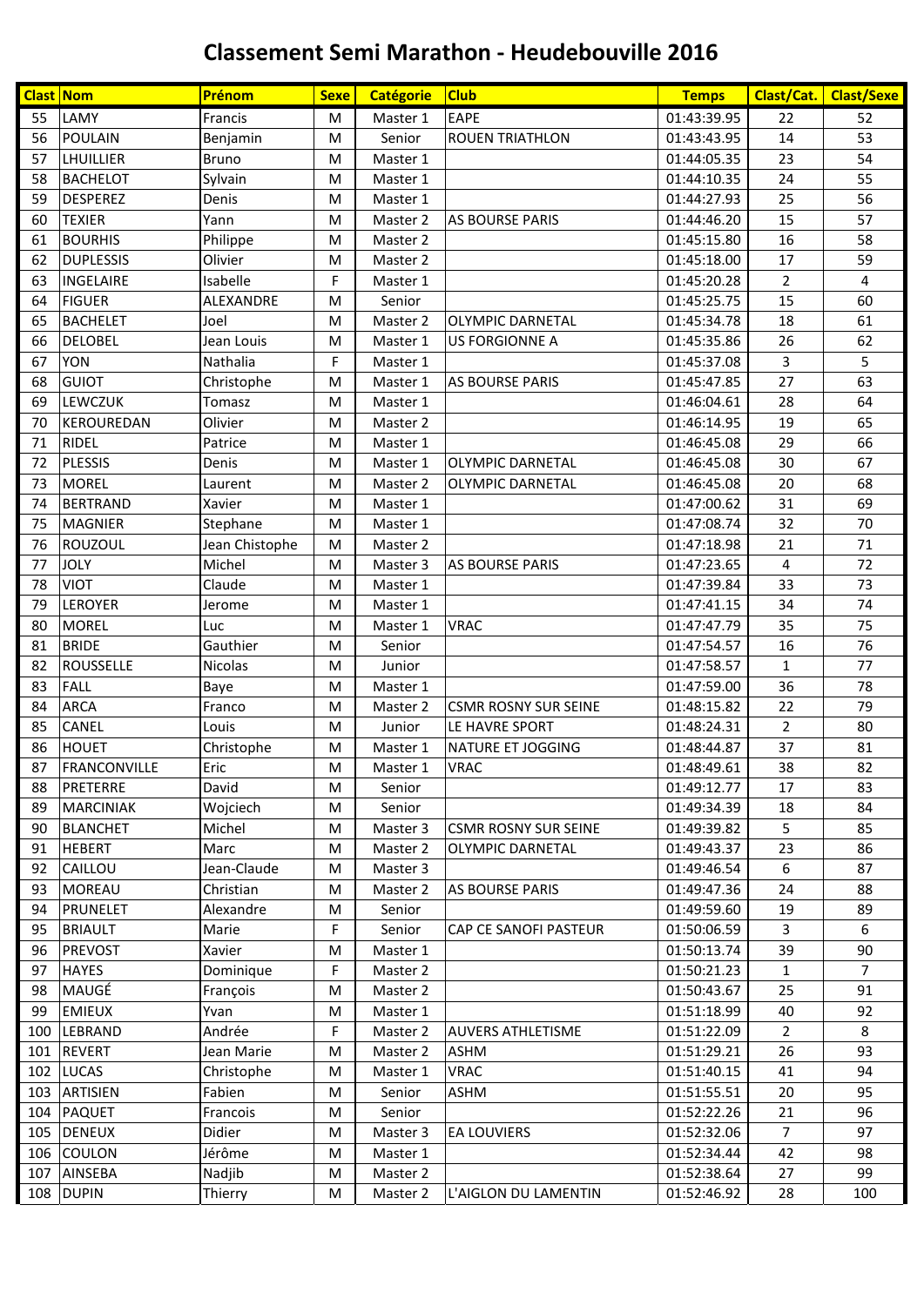# Classement Semi Marathon - Heudebouville 2016

| Clast | Nom | Prénom | Sexe | Catégorie | Club | Temps | Clast/Cat. | Clast/Sexe |
|---|---|---|---|---|---|---|---|---|
| 55 | LAMY | Francis | M | Master 1 | EAPE | 01:43:39.95 | 22 | 52 |
| 56 | POULAIN | Benjamin | M | Senior | ROUEN TRIATHLON | 01:43:43.95 | 14 | 53 |
| 57 | LHUILLIER | Bruno | M | Master 1 | | 01:44:05.35 | 23 | 54 |
| 58 | BACHELOT | Sylvain | M | Master 1 | | 01:44:10.35 | 24 | 55 |
| 59 | DESPEREZ | Denis | M | Master 1 | | 01:44:27.93 | 25 | 56 |
| 60 | TEXIER | Yann | M | Master 2 | AS BOURSE PARIS | 01:44:46.20 | 15 | 57 |
| 61 | BOURHIS | Philippe | M | Master 2 | | 01:45:15.80 | 16 | 58 |
| 62 | DUPLESSIS | Olivier | M | Master 2 | | 01:45:18.00 | 17 | 59 |
| 63 | INGELAIRE | Isabelle | F | Master 1 | | 01:45:20.28 | 2 | 4 |
| 64 | FIGUER | ALEXANDRE | M | Senior | | 01:45:25.75 | 15 | 60 |
| 65 | BACHELET | Joel | M | Master 2 | OLYMPIC DARNETAL | 01:45:34.78 | 18 | 61 |
| 66 | DELOBEL | Jean Louis | M | Master 1 | US FORGIONNE A | 01:45:35.86 | 26 | 62 |
| 67 | YON | Nathalia | F | Master 1 | | 01:45:37.08 | 3 | 5 |
| 68 | GUIOT | Christophe | M | Master 1 | AS BOURSE PARIS | 01:45:47.85 | 27 | 63 |
| 69 | LEWCZUK | Tomasz | M | Master 1 | | 01:46:04.61 | 28 | 64 |
| 70 | KEROUREDAN | Olivier | M | Master 2 | | 01:46:14.95 | 19 | 65 |
| 71 | RIDEL | Patrice | M | Master 1 | | 01:46:45.08 | 29 | 66 |
| 72 | PLESSIS | Denis | M | Master 1 | OLYMPIC DARNETAL | 01:46:45.08 | 30 | 67 |
| 73 | MOREL | Laurent | M | Master 2 | OLYMPIC DARNETAL | 01:46:45.08 | 20 | 68 |
| 74 | BERTRAND | Xavier | M | Master 1 | | 01:47:00.62 | 31 | 69 |
| 75 | MAGNIER | Stephane | M | Master 1 | | 01:47:08.74 | 32 | 70 |
| 76 | ROUZOUL | Jean Chistophe | M | Master 2 | | 01:47:18.98 | 21 | 71 |
| 77 | JOLY | Michel | M | Master 3 | AS BOURSE PARIS | 01:47:23.65 | 4 | 72 |
| 78 | VIOT | Claude | M | Master 1 | | 01:47:39.84 | 33 | 73 |
| 79 | LEROYER | Jerome | M | Master 1 | | 01:47:41.15 | 34 | 74 |
| 80 | MOREL | Luc | M | Master 1 | VRAC | 01:47:47.79 | 35 | 75 |
| 81 | BRIDE | Gauthier | M | Senior | | 01:47:54.57 | 16 | 76 |
| 82 | ROUSSELLE | Nicolas | M | Junior | | 01:47:58.57 | 1 | 77 |
| 83 | FALL | Baye | M | Master 1 | | 01:47:59.00 | 36 | 78 |
| 84 | ARCA | Franco | M | Master 2 | CSMR ROSNY SUR SEINE | 01:48:15.82 | 22 | 79 |
| 85 | CANEL | Louis | M | Junior | LE HAVRE SPORT | 01:48:24.31 | 2 | 80 |
| 86 | HOUET | Christophe | M | Master 1 | NATURE ET JOGGING | 01:48:44.87 | 37 | 81 |
| 87 | FRANCONVILLE | Eric | M | Master 1 | VRAC | 01:48:49.61 | 38 | 82 |
| 88 | PRETERRE | David | M | Senior | | 01:49:12.77 | 17 | 83 |
| 89 | MARCINIAK | Wojciech | M | Senior | | 01:49:34.39 | 18 | 84 |
| 90 | BLANCHET | Michel | M | Master 3 | CSMR ROSNY SUR SEINE | 01:49:39.82 | 5 | 85 |
| 91 | HEBERT | Marc | M | Master 2 | OLYMPIC DARNETAL | 01:49:43.37 | 23 | 86 |
| 92 | CAILLOU | Jean-Claude | M | Master 3 | | 01:49:46.54 | 6 | 87 |
| 93 | MOREAU | Christian | M | Master 2 | AS BOURSE PARIS | 01:49:47.36 | 24 | 88 |
| 94 | PRUNELET | Alexandre | M | Senior | | 01:49:59.60 | 19 | 89 |
| 95 | BRIAULT | Marie | F | Senior | CAP CE SANOFI PASTEUR | 01:50:06.59 | 3 | 6 |
| 96 | PREVOST | Xavier | M | Master 1 | | 01:50:13.74 | 39 | 90 |
| 97 | HAYES | Dominique | F | Master 2 | | 01:50:21.23 | 1 | 7 |
| 98 | MAUGÉ | François | M | Master 2 | | 01:50:43.67 | 25 | 91 |
| 99 | EMIEUX | Yvan | M | Master 1 | | 01:51:18.99 | 40 | 92 |
| 100 | LEBRAND | Andrée | F | Master 2 | AUVERS ATHLETISME | 01:51:22.09 | 2 | 8 |
| 101 | REVERT | Jean Marie | M | Master 2 | ASHM | 01:51:29.21 | 26 | 93 |
| 102 | LUCAS | Christophe | M | Master 1 | VRAC | 01:51:40.15 | 41 | 94 |
| 103 | ARTISIEN | Fabien | M | Senior | ASHM | 01:51:55.51 | 20 | 95 |
| 104 | PAQUET | Francois | M | Senior | | 01:52:22.26 | 21 | 96 |
| 105 | DENEUX | Didier | M | Master 3 | EA LOUVIERS | 01:52:32.06 | 7 | 97 |
| 106 | COULON | Jérôme | M | Master 1 | | 01:52:34.44 | 42 | 98 |
| 107 | AINSEBA | Nadjib | M | Master 2 | | 01:52:38.64 | 27 | 99 |
| 108 | DUPIN | Thierry | M | Master 2 | L'AIGLON DU LAMENTIN | 01:52:46.92 | 28 | 100 |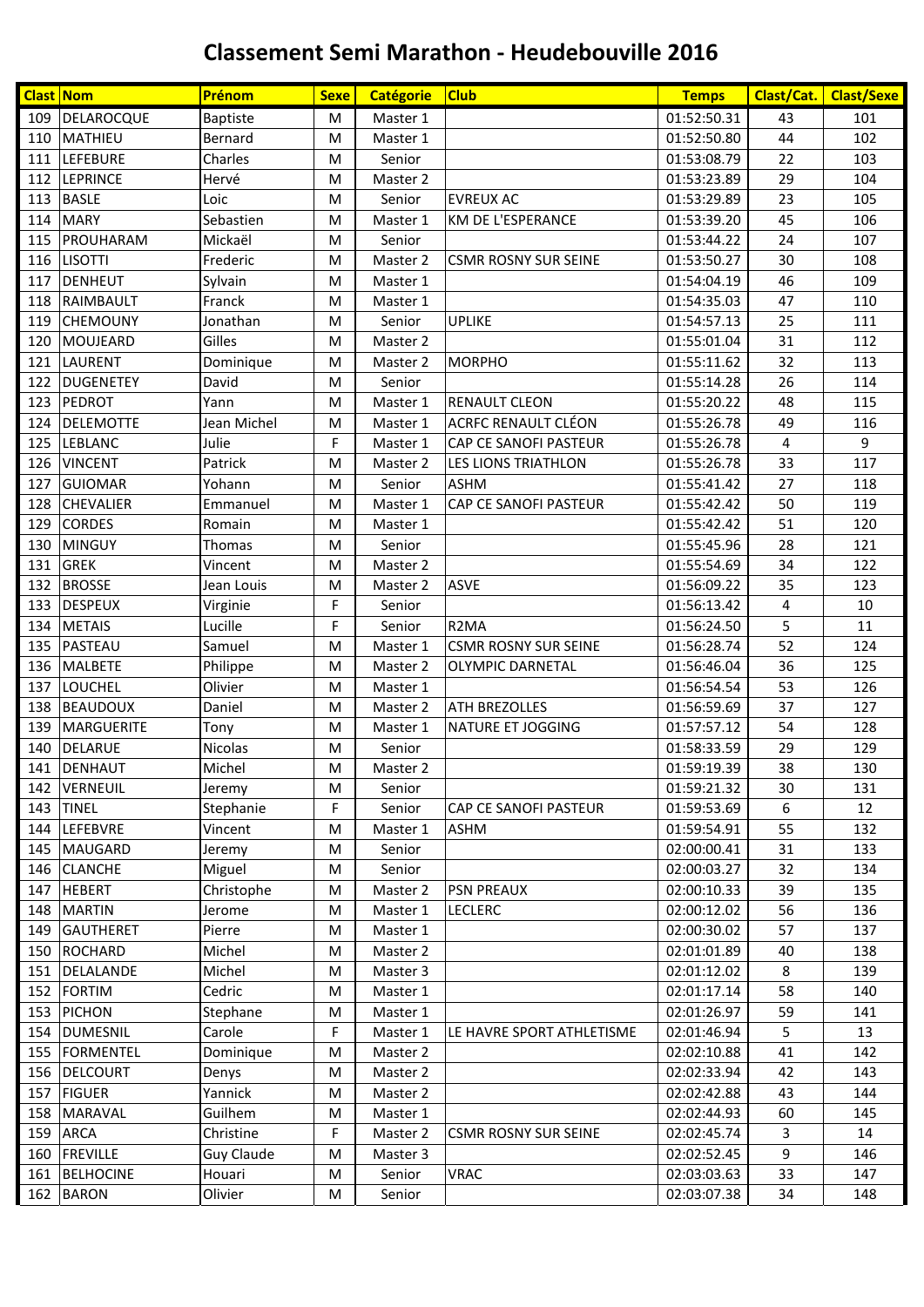# Classement Semi Marathon - Heudebouville 2016

| Clast | Nom | Prénom | Sexe | Catégorie | Club | Temps | Clast/Cat. | Clast/Sexe |
|---|---|---|---|---|---|---|---|---|
| 109 | DELAROCQUE | Baptiste | M | Master 1 | | 01:52:50.31 | 43 | 101 |
| 110 | MATHIEU | Bernard | M | Master 1 | | 01:52:50.80 | 44 | 102 |
| 111 | LEFEBURE | Charles | M | Senior | | 01:53:08.79 | 22 | 103 |
| 112 | LEPRINCE | Hervé | M | Master 2 | | 01:53:23.89 | 29 | 104 |
| 113 | BASLE | Loic | M | Senior | EVREUX AC | 01:53:29.89 | 23 | 105 |
| 114 | MARY | Sebastien | M | Master 1 | KM DE L'ESPERANCE | 01:53:39.20 | 45 | 106 |
| 115 | PROUHARAM | Mickaël | M | Senior | | 01:53:44.22 | 24 | 107 |
| 116 | LISOTTI | Frederic | M | Master 2 | CSMR ROSNY SUR SEINE | 01:53:50.27 | 30 | 108 |
| 117 | DENHEUT | Sylvain | M | Master 1 | | 01:54:04.19 | 46 | 109 |
| 118 | RAIMBAULT | Franck | M | Master 1 | | 01:54:35.03 | 47 | 110 |
| 119 | CHEMOUNY | Jonathan | M | Senior | UPLIKE | 01:54:57.13 | 25 | 111 |
| 120 | MOUJEARD | Gilles | M | Master 2 | | 01:55:01.04 | 31 | 112 |
| 121 | LAURENT | Dominique | M | Master 2 | MORPHO | 01:55:11.62 | 32 | 113 |
| 122 | DUGENETEY | David | M | Senior | | 01:55:14.28 | 26 | 114 |
| 123 | PEDROT | Yann | M | Master 1 | RENAULT CLEON | 01:55:20.22 | 48 | 115 |
| 124 | DELEMOTTE | Jean Michel | M | Master 1 | ACRFC RENAULT CLÉON | 01:55:26.78 | 49 | 116 |
| 125 | LEBLANC | Julie | F | Master 1 | CAP CE SANOFI PASTEUR | 01:55:26.78 | 4 | 9 |
| 126 | VINCENT | Patrick | M | Master 2 | LES LIONS TRIATHLON | 01:55:26.78 | 33 | 117 |
| 127 | GUIOMAR | Yohann | M | Senior | ASHM | 01:55:41.42 | 27 | 118 |
| 128 | CHEVALIER | Emmanuel | M | Master 1 | CAP CE SANOFI PASTEUR | 01:55:42.42 | 50 | 119 |
| 129 | CORDES | Romain | M | Master 1 | | 01:55:42.42 | 51 | 120 |
| 130 | MINGUY | Thomas | M | Senior | | 01:55:45.96 | 28 | 121 |
| 131 | GREK | Vincent | M | Master 2 | | 01:55:54.69 | 34 | 122 |
| 132 | BROSSE | Jean Louis | M | Master 2 | ASVE | 01:56:09.22 | 35 | 123 |
| 133 | DESPEUX | Virginie | F | Senior | | 01:56:13.42 | 4 | 10 |
| 134 | METAIS | Lucille | F | Senior | R2MA | 01:56:24.50 | 5 | 11 |
| 135 | PASTEAU | Samuel | M | Master 1 | CSMR ROSNY SUR SEINE | 01:56:28.74 | 52 | 124 |
| 136 | MALBETE | Philippe | M | Master 2 | OLYMPIC DARNETAL | 01:56:46.04 | 36 | 125 |
| 137 | LOUCHEL | Olivier | M | Master 1 | | 01:56:54.54 | 53 | 126 |
| 138 | BEAUDOUX | Daniel | M | Master 2 | ATH BREZOLLES | 01:56:59.69 | 37 | 127 |
| 139 | MARGUERITE | Tony | M | Master 1 | NATURE ET JOGGING | 01:57:57.12 | 54 | 128 |
| 140 | DELARUE | Nicolas | M | Senior | | 01:58:33.59 | 29 | 129 |
| 141 | DENHAUT | Michel | M | Master 2 | | 01:59:19.39 | 38 | 130 |
| 142 | VERNEUIL | Jeremy | M | Senior | | 01:59:21.32 | 30 | 131 |
| 143 | TINEL | Stephanie | F | Senior | CAP CE SANOFI PASTEUR | 01:59:53.69 | 6 | 12 |
| 144 | LEFEBVRE | Vincent | M | Master 1 | ASHM | 01:59:54.91 | 55 | 132 |
| 145 | MAUGARD | Jeremy | M | Senior | | 02:00:00.41 | 31 | 133 |
| 146 | CLANCHE | Miguel | M | Senior | | 02:00:03.27 | 32 | 134 |
| 147 | HEBERT | Christophe | M | Master 2 | PSN PREAUX | 02:00:10.33 | 39 | 135 |
| 148 | MARTIN | Jerome | M | Master 1 | LECLERC | 02:00:12.02 | 56 | 136 |
| 149 | GAUTHERET | Pierre | M | Master 1 | | 02:00:30.02 | 57 | 137 |
| 150 | ROCHARD | Michel | M | Master 2 | | 02:01:01.89 | 40 | 138 |
| 151 | DELALANDE | Michel | M | Master 3 | | 02:01:12.02 | 8 | 139 |
| 152 | FORTIM | Cedric | M | Master 1 | | 02:01:17.14 | 58 | 140 |
| 153 | PICHON | Stephane | M | Master 1 | | 02:01:26.97 | 59 | 141 |
| 154 | DUMESNIL | Carole | F | Master 1 | LE HAVRE SPORT ATHLETISME | 02:01:46.94 | 5 | 13 |
| 155 | FORMENTEL | Dominique | M | Master 2 | | 02:02:10.88 | 41 | 142 |
| 156 | DELCOURT | Denys | M | Master 2 | | 02:02:33.94 | 42 | 143 |
| 157 | FIGUER | Yannick | M | Master 2 | | 02:02:42.88 | 43 | 144 |
| 158 | MARAVAL | Guilhem | M | Master 1 | | 02:02:44.93 | 60 | 145 |
| 159 | ARCA | Christine | F | Master 2 | CSMR ROSNY SUR SEINE | 02:02:45.74 | 3 | 14 |
| 160 | FREVILLE | Guy Claude | M | Master 3 | | 02:02:52.45 | 9 | 146 |
| 161 | BELHOCINE | Houari | M | Senior | VRAC | 02:03:03.63 | 33 | 147 |
| 162 | BARON | Olivier | M | Senior | | 02:03:07.38 | 34 | 148 |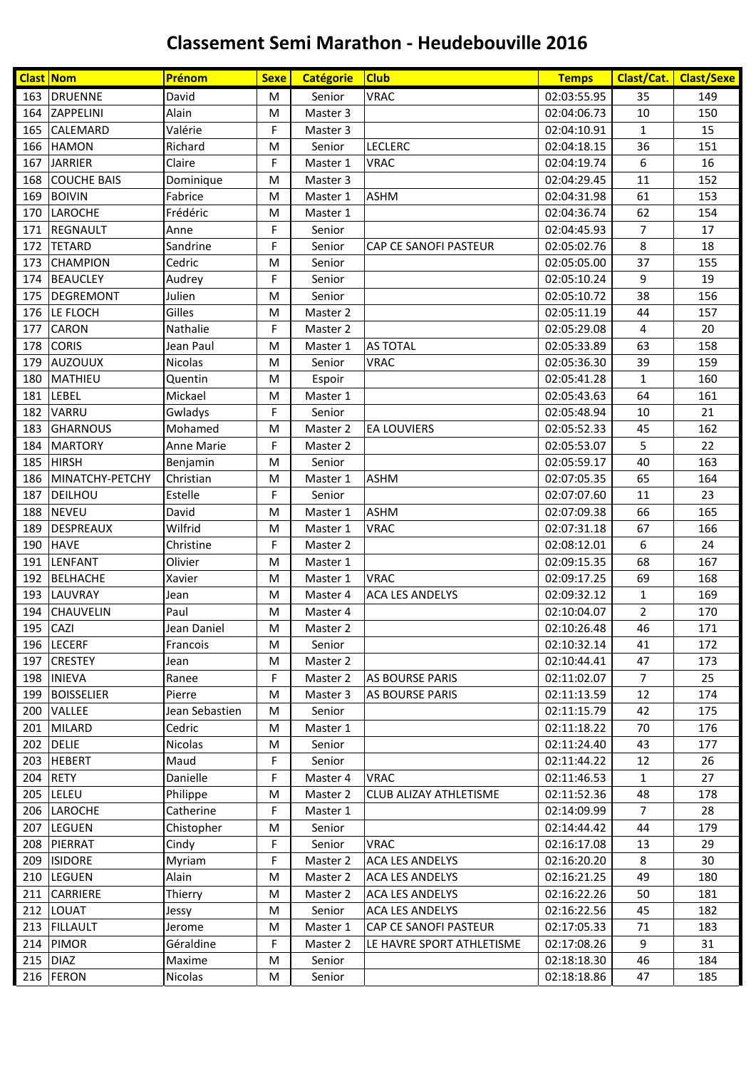# Classement Semi Marathon - Heudebouville 2016

| Clast | Nom | Prénom | Sexe | Catégorie | Club | Temps | Clast/Cat. | Clast/Sexe |
|---|---|---|---|---|---|---|---|---|
| 163 | DRUENNE | David | M | Senior | VRAC | 02:03:55.95 | 35 | 149 |
| 164 | ZAPPELINI | Alain | M | Master 3 | | 02:04:06.73 | 10 | 150 |
| 165 | CALEMARD | Valérie | F | Master 3 | | 02:04:10.91 | 1 | 15 |
| 166 | HAMON | Richard | M | Senior | LECLERC | 02:04:18.15 | 36 | 151 |
| 167 | JARRIER | Claire | F | Master 1 | VRAC | 02:04:19.74 | 6 | 16 |
| 168 | COUCHE BAIS | Dominique | M | Master 3 | | 02:04:29.45 | 11 | 152 |
| 169 | BOIVIN | Fabrice | M | Master 1 | ASHM | 02:04:31.98 | 61 | 153 |
| 170 | LAROCHE | Frédéric | M | Master 1 | | 02:04:36.74 | 62 | 154 |
| 171 | REGNAULT | Anne | F | Senior | | 02:04:45.93 | 7 | 17 |
| 172 | TETARD | Sandrine | F | Senior | CAP CE SANOFI PASTEUR | 02:05:02.76 | 8 | 18 |
| 173 | CHAMPION | Cedric | M | Senior | | 02:05:05.00 | 37 | 155 |
| 174 | BEAUCLEY | Audrey | F | Senior | | 02:05:10.24 | 9 | 19 |
| 175 | DEGREMONT | Julien | M | Senior | | 02:05:10.72 | 38 | 156 |
| 176 | LE FLOCH | Gilles | M | Master 2 | | 02:05:11.19 | 44 | 157 |
| 177 | CARON | Nathalie | F | Master 2 | | 02:05:29.08 | 4 | 20 |
| 178 | CORIS | Jean Paul | M | Master 1 | AS TOTAL | 02:05:33.89 | 63 | 158 |
| 179 | AUZOUUX | Nicolas | M | Senior | VRAC | 02:05:36.30 | 39 | 159 |
| 180 | MATHIEU | Quentin | M | Espoir | | 02:05:41.28 | 1 | 160 |
| 181 | LEBEL | Mickael | M | Master 1 | | 02:05:43.63 | 64 | 161 |
| 182 | VARRU | Gwladys | F | Senior | | 02:05:48.94 | 10 | 21 |
| 183 | GHARNOUS | Mohamed | M | Master 2 | EA LOUVIERS | 02:05:52.33 | 45 | 162 |
| 184 | MARTORY | Anne Marie | F | Master 2 | | 02:05:53.07 | 5 | 22 |
| 185 | HIRSH | Benjamin | M | Senior | | 02:05:59.17 | 40 | 163 |
| 186 | MINATCHY-PETCHY | Christian | M | Master 1 | ASHM | 02:07:05.35 | 65 | 164 |
| 187 | DEILHOU | Estelle | F | Senior | | 02:07:07.60 | 11 | 23 |
| 188 | NEVEU | David | M | Master 1 | ASHM | 02:07:09.38 | 66 | 165 |
| 189 | DESPREAUX | Wilfrid | M | Master 1 | VRAC | 02:07:31.18 | 67 | 166 |
| 190 | HAVE | Christine | F | Master 2 | | 02:08:12.01 | 6 | 24 |
| 191 | LENFANT | Olivier | M | Master 1 | | 02:09:15.35 | 68 | 167 |
| 192 | BELHACHE | Xavier | M | Master 1 | VRAC | 02:09:17.25 | 69 | 168 |
| 193 | LAUVRAY | Jean | M | Master 4 | ACA LES ANDELYS | 02:09:32.12 | 1 | 169 |
| 194 | CHAUVELIN | Paul | M | Master 4 | | 02:10:04.07 | 2 | 170 |
| 195 | CAZI | Jean Daniel | M | Master 2 | | 02:10:26.48 | 46 | 171 |
| 196 | LECERF | Francois | M | Senior | | 02:10:32.14 | 41 | 172 |
| 197 | CRESTEY | Jean | M | Master 2 | | 02:10:44.41 | 47 | 173 |
| 198 | INIEVA | Ranee | F | Master 2 | AS BOURSE PARIS | 02:11:02.07 | 7 | 25 |
| 199 | BOISSELIER | Pierre | M | Master 3 | AS BOURSE PARIS | 02:11:13.59 | 12 | 174 |
| 200 | VALLEE | Jean Sebastien | M | Senior | | 02:11:15.79 | 42 | 175 |
| 201 | MILARD | Cedric | M | Master 1 | | 02:11:18.22 | 70 | 176 |
| 202 | DELIE | Nicolas | M | Senior | | 02:11:24.40 | 43 | 177 |
| 203 | HEBERT | Maud | F | Senior | | 02:11:44.22 | 12 | 26 |
| 204 | RETY | Danielle | F | Master 4 | VRAC | 02:11:46.53 | 1 | 27 |
| 205 | LELEU | Philippe | M | Master 2 | CLUB ALIZAY ATHLETISME | 02:11:52.36 | 48 | 178 |
| 206 | LAROCHE | Catherine | F | Master 1 | | 02:14:09.99 | 7 | 28 |
| 207 | LEGUEN | Chistopher | M | Senior | | 02:14:44.42 | 44 | 179 |
| 208 | PIERRAT | Cindy | F | Senior | VRAC | 02:16:17.08 | 13 | 29 |
| 209 | ISIDORE | Myriam | F | Master 2 | ACA LES ANDELYS | 02:16:20.20 | 8 | 30 |
| 210 | LEGUEN | Alain | M | Master 2 | ACA LES ANDELYS | 02:16:21.25 | 49 | 180 |
| 211 | CARRIERE | Thierry | M | Master 2 | ACA LES ANDELYS | 02:16:22.26 | 50 | 181 |
| 212 | LOUAT | Jessy | M | Senior | ACA LES ANDELYS | 02:16:22.56 | 45 | 182 |
| 213 | FILLAULT | Jerome | M | Master 1 | CAP CE SANOFI PASTEUR | 02:17:05.33 | 71 | 183 |
| 214 | PIMOR | Géraldine | F | Master 2 | LE HAVRE SPORT ATHLETISME | 02:17:08.26 | 9 | 31 |
| 215 | DIAZ | Maxime | M | Senior | | 02:18:18.30 | 46 | 184 |
| 216 | FERON | Nicolas | M | Senior | | 02:18:18.86 | 47 | 185 |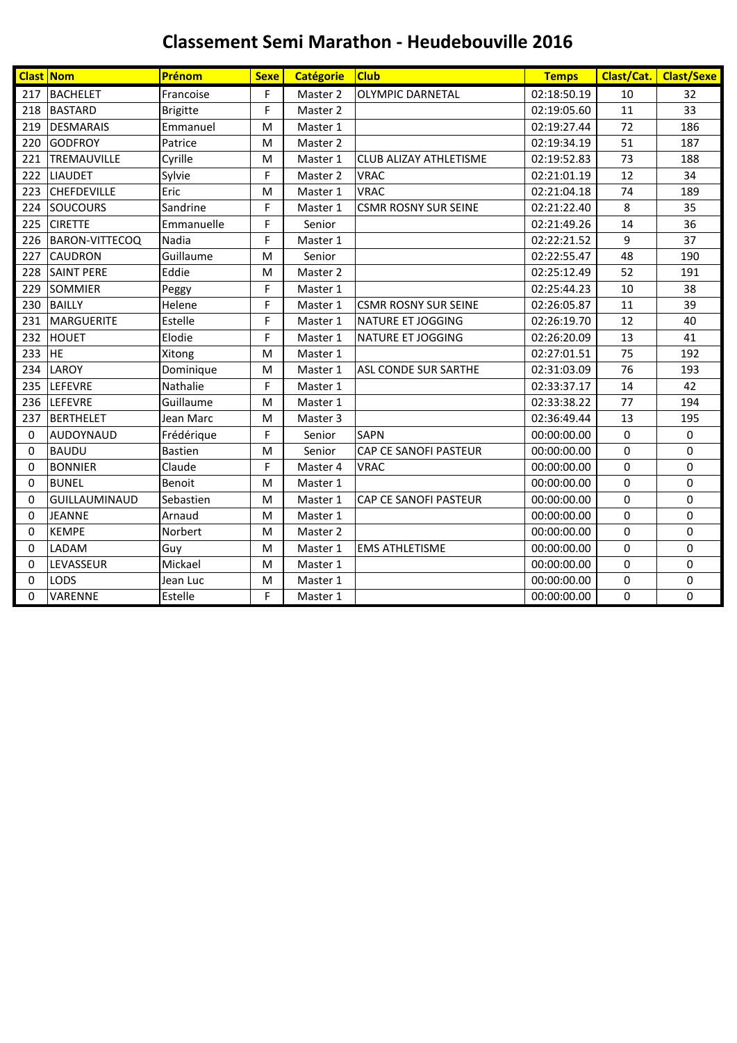# Classement Semi Marathon - Heudebouville 2016

| Clast | Nom | Prénom | Sexe | Catégorie | Club | Temps | Clast/Cat. | Clast/Sexe |
|---|---|---|---|---|---|---|---|---|
| 217 | BACHELET | Francoise | F | Master 2 | OLYMPIC DARNETAL | 02:18:50.19 | 10 | 32 |
| 218 | BASTARD | Brigitte | F | Master 2 | | 02:19:05.60 | 11 | 33 |
| 219 | DESMARAIS | Emmanuel | M | Master 1 | | 02:19:27.44 | 72 | 186 |
| 220 | GODFROY | Patrice | M | Master 2 | | 02:19:34.19 | 51 | 187 |
| 221 | TREMAUVILLE | Cyrille | M | Master 1 | CLUB ALIZAY ATHLETISME | 02:19:52.83 | 73 | 188 |
| 222 | LIAUDET | Sylvie | F | Master 2 | VRAC | 02:21:01.19 | 12 | 34 |
| 223 | CHEFDEVILLE | Eric | M | Master 1 | VRAC | 02:21:04.18 | 74 | 189 |
| 224 | SOUCOURS | Sandrine | F | Master 1 | CSMR ROSNY SUR SEINE | 02:21:22.40 | 8 | 35 |
| 225 | CIRETTE | Emmanuelle | F | Senior | | 02:21:49.26 | 14 | 36 |
| 226 | BARON-VITTECOQ | Nadia | F | Master 1 | | 02:22:21.52 | 9 | 37 |
| 227 | CAUDRON | Guillaume | M | Senior | | 02:22:55.47 | 48 | 190 |
| 228 | SAINT PERE | Eddie | M | Master 2 | | 02:25:12.49 | 52 | 191 |
| 229 | SOMMIER | Peggy | F | Master 1 | | 02:25:44.23 | 10 | 38 |
| 230 | BAILLY | Helene | F | Master 1 | CSMR ROSNY SUR SEINE | 02:26:05.87 | 11 | 39 |
| 231 | MARGUERITE | Estelle | F | Master 1 | NATURE ET JOGGING | 02:26:19.70 | 12 | 40 |
| 232 | HOUET | Elodie | F | Master 1 | NATURE ET JOGGING | 02:26:20.09 | 13 | 41 |
| 233 | HE | Xitong | M | Master 1 | | 02:27:01.51 | 75 | 192 |
| 234 | LAROY | Dominique | M | Master 1 | ASL CONDE SUR SARTHE | 02:31:03.09 | 76 | 193 |
| 235 | LEFEVRE | Nathalie | F | Master 1 | | 02:33:37.17 | 14 | 42 |
| 236 | LEFEVRE | Guillaume | M | Master 1 | | 02:33:38.22 | 77 | 194 |
| 237 | BERTHELET | Jean Marc | M | Master 3 | | 02:36:49.44 | 13 | 195 |
| 0 | AUDOYNAUD | Frédérique | F | Senior | SAPN | 00:00:00.00 | 0 | 0 |
| 0 | BAUDU | Bastien | M | Senior | CAP CE SANOFI PASTEUR | 00:00:00.00 | 0 | 0 |
| 0 | BONNIER | Claude | F | Master 4 | VRAC | 00:00:00.00 | 0 | 0 |
| 0 | BUNEL | Benoit | M | Master 1 | | 00:00:00.00 | 0 | 0 |
| 0 | GUILLAUMINAUD | Sebastien | M | Master 1 | CAP CE SANOFI PASTEUR | 00:00:00.00 | 0 | 0 |
| 0 | JEANNE | Arnaud | M | Master 1 | | 00:00:00.00 | 0 | 0 |
| 0 | KEMPE | Norbert | M | Master 2 | | 00:00:00.00 | 0 | 0 |
| 0 | LADAM | Guy | M | Master 1 | EMS ATHLETISME | 00:00:00.00 | 0 | 0 |
| 0 | LEVASSEUR | Mickael | M | Master 1 | | 00:00:00.00 | 0 | 0 |
| 0 | LODS | Jean Luc | M | Master 1 | | 00:00:00.00 | 0 | 0 |
| 0 | VARENNE | Estelle | F | Master 1 | | 00:00:00.00 | 0 | 0 |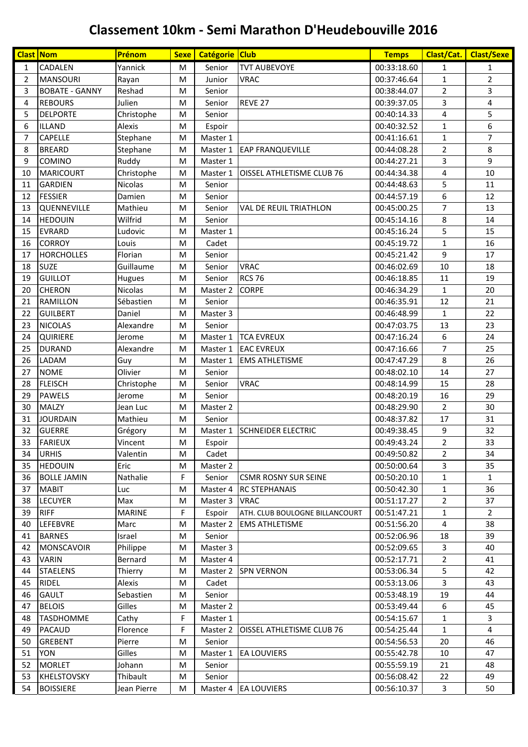# Classement 10km - Semi Marathon D'Heudebouville 2016

| Clast | Nom | Prénom | Sexe | Catégorie | Club | Temps | Clast/Cat. | Clast/Sexe |
|---|---|---|---|---|---|---|---|---|
| 1 | CADALEN | Yannick | M | Senior | TVT AUBEVOYE | 00:33:18.60 | 1 | 1 |
| 2 | MANSOURI | Rayan | M | Junior | VRAC | 00:37:46.64 | 1 | 2 |
| 3 | BOBATE - GANNY | Reshad | M | Senior | | 00:38:44.07 | 2 | 3 |
| 4 | REBOURS | Julien | M | Senior | REVE 27 | 00:39:37.05 | 3 | 4 |
| 5 | DELPORTE | Christophe | M | Senior | | 00:40:14.33 | 4 | 5 |
| 6 | ILLAND | Alexis | M | Espoir | | 00:40:32.52 | 1 | 6 |
| 7 | CAPELLE | Stephane | M | Master 1 | | 00:41:16.61 | 1 | 7 |
| 8 | BREARD | Stephane | M | Master 1 | EAP FRANQUEVILLE | 00:44:08.28 | 2 | 8 |
| 9 | COMINO | Ruddy | M | Master 1 | | 00:44:27.21 | 3 | 9 |
| 10 | MARICOURT | Christophe | M | Master 1 | OISSEL ATHLETISME CLUB 76 | 00:44:34.38 | 4 | 10 |
| 11 | GARDIEN | Nicolas | M | Senior | | 00:44:48.63 | 5 | 11 |
| 12 | FESSIER | Damien | M | Senior | | 00:44:57.19 | 6 | 12 |
| 13 | QUENNEVILLE | Mathieu | M | Senior | VAL DE REUIL TRIATHLON | 00:45:00.25 | 7 | 13 |
| 14 | HEDOUIN | Wilfrid | M | Senior | | 00:45:14.16 | 8 | 14 |
| 15 | EVRARD | Ludovic | M | Master 1 | | 00:45:16.24 | 5 | 15 |
| 16 | CORROY | Louis | M | Cadet | | 00:45:19.72 | 1 | 16 |
| 17 | HORCHOLLES | Florian | M | Senior | | 00:45:21.42 | 9 | 17 |
| 18 | SUZE | Guillaume | M | Senior | VRAC | 00:46:02.69 | 10 | 18 |
| 19 | GUILLOT | Hugues | M | Senior | RCS 76 | 00:46:18.85 | 11 | 19 |
| 20 | CHERON | Nicolas | M | Master 2 | CORPE | 00:46:34.29 | 1 | 20 |
| 21 | RAMILLON | Sébastien | M | Senior | | 00:46:35.91 | 12 | 21 |
| 22 | GUILBERT | Daniel | M | Master 3 | | 00:46:48.99 | 1 | 22 |
| 23 | NICOLAS | Alexandre | M | Senior | | 00:47:03.75 | 13 | 23 |
| 24 | QUIRIERE | Jerome | M | Master 1 | TCA EVREUX | 00:47:16.24 | 6 | 24 |
| 25 | DURAND | Alexandre | M | Master 1 | EAC EVREUX | 00:47:16.66 | 7 | 25 |
| 26 | LADAM | Guy | M | Master 1 | EMS ATHLETISME | 00:47:47.29 | 8 | 26 |
| 27 | NOME | Olivier | M | Senior | | 00:48:02.10 | 14 | 27 |
| 28 | FLEISCH | Christophe | M | Senior | VRAC | 00:48:14.99 | 15 | 28 |
| 29 | PAWELS | Jerome | M | Senior | | 00:48:20.19 | 16 | 29 |
| 30 | MALZY | Jean Luc | M | Master 2 | | 00:48:29.90 | 2 | 30 |
| 31 | JOURDAIN | Mathieu | M | Senior | | 00:48:37.82 | 17 | 31 |
| 32 | GUERRE | Grégory | M | Master 1 | SCHNEIDER ELECTRIC | 00:49:38.45 | 9 | 32 |
| 33 | FARIEUX | Vincent | M | Espoir | | 00:49:43.24 | 2 | 33 |
| 34 | URHIS | Valentin | M | Cadet | | 00:49:50.82 | 2 | 34 |
| 35 | HEDOUIN | Eric | M | Master 2 | | 00:50:00.64 | 3 | 35 |
| 36 | BOLLE JAMIN | Nathalie | F | Senior | CSMR ROSNY SUR SEINE | 00:50:20.10 | 1 | 1 |
| 37 | MABIT | Luc | M | Master 4 | RC STEPHANAIS | 00:50:42.30 | 1 | 36 |
| 38 | LECUYER | Max | M | Master 3 | VRAC | 00:51:17.27 | 2 | 37 |
| 39 | RIFF | MARINE | F | Espoir | ATH. CLUB BOULOGNE BILLANCOURT | 00:51:47.21 | 1 | 2 |
| 40 | LEFEBVRE | Marc | M | Master 2 | EMS ATHLETISME | 00:51:56.20 | 4 | 38 |
| 41 | BARNES | Israel | M | Senior | | 00:52:06.96 | 18 | 39 |
| 42 | MONSCAVOIR | Philippe | M | Master 3 | | 00:52:09.65 | 3 | 40 |
| 43 | VARIN | Bernard | M | Master 4 | | 00:52:17.71 | 2 | 41 |
| 44 | STAELENS | Thierry | M | Master 2 | SPN VERNON | 00:53:06.34 | 5 | 42 |
| 45 | RIDEL | Alexis | M | Cadet | | 00:53:13.06 | 3 | 43 |
| 46 | GAULT | Sebastien | M | Senior | | 00:53:48.19 | 19 | 44 |
| 47 | BELOIS | Gilles | M | Master 2 | | 00:53:49.44 | 6 | 45 |
| 48 | TASDHOMME | Cathy | F | Master 1 | | 00:54:15.67 | 1 | 3 |
| 49 | PACAUD | Florence | F | Master 2 | OISSEL ATHLETISME CLUB 76 | 00:54:25.44 | 1 | 4 |
| 50 | GREBENT | Pierre | M | Senior | | 00:54:56.53 | 20 | 46 |
| 51 | YON | Gilles | M | Master 1 | EA LOUVIERS | 00:55:42.78 | 10 | 47 |
| 52 | MORLET | Johann | M | Senior | | 00:55:59.19 | 21 | 48 |
| 53 | KHELSTOVSKY | Thibault | M | Senior | | 00:56:08.42 | 22 | 49 |
| 54 | BOISSIERE | Jean Pierre | M | Master 4 | EA LOUVIERS | 00:56:10.37 | 3 | 50 |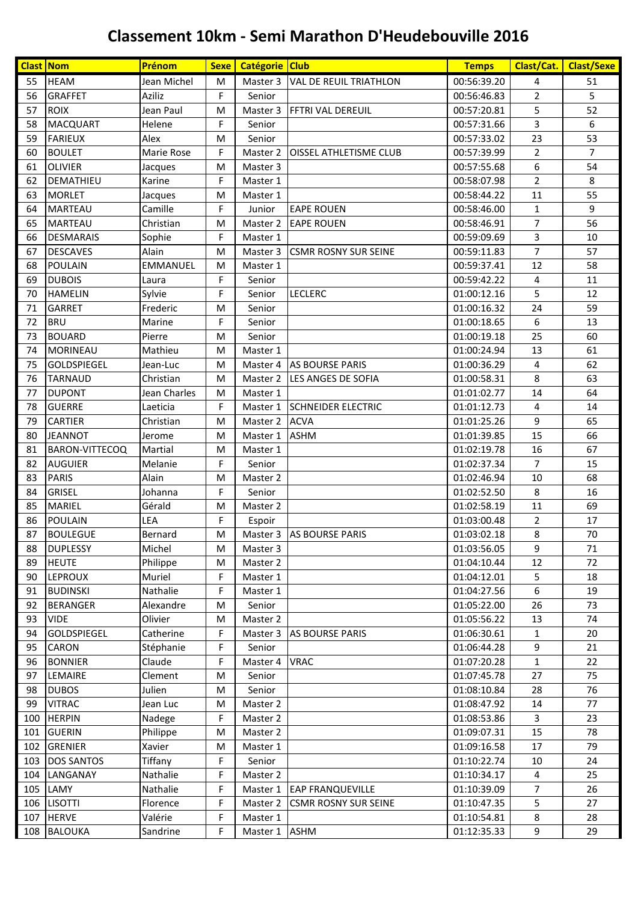# Classement 10km - Semi Marathon D'Heudebouville 2016

| Clast | Nom | Prénom | Sexe | Catégorie | Club | Temps | Clast/Cat. | Clast/Sexe |
|---|---|---|---|---|---|---|---|---|
| 55 | HEAM | Jean Michel | M | Master 3 | VAL DE REUIL TRIATHLON | 00:56:39.20 | 4 | 51 |
| 56 | GRAFFET | Aziliz | F | Senior | | 00:56:46.83 | 2 | 5 |
| 57 | ROIX | Jean Paul | M | Master 3 | FFTRI VAL DEREUIL | 00:57:20.81 | 5 | 52 |
| 58 | MACQUART | Helene | F | Senior | | 00:57:31.66 | 3 | 6 |
| 59 | FARIEUX | Alex | M | Senior | | 00:57:33.02 | 23 | 53 |
| 60 | BOULET | Marie Rose | F | Master 2 | OISSEL ATHLETISME CLUB | 00:57:39.99 | 2 | 7 |
| 61 | OLIVIER | Jacques | M | Master 3 | | 00:57:55.68 | 6 | 54 |
| 62 | DEMATHIEU | Karine | F | Master 1 | | 00:58:07.98 | 2 | 8 |
| 63 | MORLET | Jacques | M | Master 1 | | 00:58:44.22 | 11 | 55 |
| 64 | MARTEAU | Camille | F | Junior | EAPE ROUEN | 00:58:46.00 | 1 | 9 |
| 65 | MARTEAU | Christian | M | Master 2 | EAPE ROUEN | 00:58:46.91 | 7 | 56 |
| 66 | DESMARAIS | Sophie | F | Master 1 | | 00:59:09.69 | 3 | 10 |
| 67 | DESCAVES | Alain | M | Master 3 | CSMR ROSNY SUR SEINE | 00:59:11.83 | 7 | 57 |
| 68 | POULAIN | EMMANUEL | M | Master 1 | | 00:59:37.41 | 12 | 58 |
| 69 | DUBOIS | Laura | F | Senior | | 00:59:42.22 | 4 | 11 |
| 70 | HAMELIN | Sylvie | F | Senior | LECLERC | 01:00:12.16 | 5 | 12 |
| 71 | GARRET | Frederic | M | Senior | | 01:00:16.32 | 24 | 59 |
| 72 | BRU | Marine | F | Senior | | 01:00:18.65 | 6 | 13 |
| 73 | BOUARD | Pierre | M | Senior | | 01:00:19.18 | 25 | 60 |
| 74 | MORINEAU | Mathieu | M | Master 1 | | 01:00:24.94 | 13 | 61 |
| 75 | GOLDSPIEGEL | Jean-Luc | M | Master 4 | AS BOURSE PARIS | 01:00:36.29 | 4 | 62 |
| 76 | TARNAUD | Christian | M | Master 2 | LES ANGES DE SOFIA | 01:00:58.31 | 8 | 63 |
| 77 | DUPONT | Jean Charles | M | Master 1 | | 01:01:02.77 | 14 | 64 |
| 78 | GUERRE | Laeticia | F | Master 1 | SCHNEIDER ELECTRIC | 01:01:12.73 | 4 | 14 |
| 79 | CARTIER | Christian | M | Master 2 | ACVA | 01:01:25.26 | 9 | 65 |
| 80 | JEANNOT | Jerome | M | Master 1 | ASHM | 01:01:39.85 | 15 | 66 |
| 81 | BARON-VITTECOQ | Martial | M | Master 1 | | 01:02:19.78 | 16 | 67 |
| 82 | AUGUIER | Melanie | F | Senior | | 01:02:37.34 | 7 | 15 |
| 83 | PARIS | Alain | M | Master 2 | | 01:02:46.94 | 10 | 68 |
| 84 | GRISEL | Johanna | F | Senior | | 01:02:52.50 | 8 | 16 |
| 85 | MARIEL | Gérald | M | Master 2 | | 01:02:58.19 | 11 | 69 |
| 86 | POULAIN | LEA | F | Espoir | | 01:03:00.48 | 2 | 17 |
| 87 | BOULEGUE | Bernard | M | Master 3 | AS BOURSE PARIS | 01:03:02.18 | 8 | 70 |
| 88 | DUPLESSY | Michel | M | Master 3 | | 01:03:56.05 | 9 | 71 |
| 89 | HEUTE | Philippe | M | Master 2 | | 01:04:10.44 | 12 | 72 |
| 90 | LEPROUX | Muriel | F | Master 1 | | 01:04:12.01 | 5 | 18 |
| 91 | BUDINSKI | Nathalie | F | Master 1 | | 01:04:27.56 | 6 | 19 |
| 92 | BERANGER | Alexandre | M | Senior | | 01:05:22.00 | 26 | 73 |
| 93 | VIDE | Olivier | M | Master 2 | | 01:05:56.22 | 13 | 74 |
| 94 | GOLDSPIEGEL | Catherine | F | Master 3 | AS BOURSE PARIS | 01:06:30.61 | 1 | 20 |
| 95 | CARON | Stéphanie | F | Senior | | 01:06:44.28 | 9 | 21 |
| 96 | BONNIER | Claude | F | Master 4 | VRAC | 01:07:20.28 | 1 | 22 |
| 97 | LEMAIRE | Clement | M | Senior | | 01:07:45.78 | 27 | 75 |
| 98 | DUBOS | Julien | M | Senior | | 01:08:10.84 | 28 | 76 |
| 99 | VITRAC | Jean Luc | M | Master 2 | | 01:08:47.92 | 14 | 77 |
| 100 | HERPIN | Nadege | F | Master 2 | | 01:08:53.86 | 3 | 23 |
| 101 | GUERIN | Philippe | M | Master 2 | | 01:09:07.31 | 15 | 78 |
| 102 | GRENIER | Xavier | M | Master 1 | | 01:09:16.58 | 17 | 79 |
| 103 | DOS SANTOS | Tiffany | F | Senior | | 01:10:22.74 | 10 | 24 |
| 104 | LANGANAY | Nathalie | F | Master 2 | | 01:10:34.17 | 4 | 25 |
| 105 | LAMY | Nathalie | F | Master 1 | EAP FRANQUEVILLE | 01:10:39.09 | 7 | 26 |
| 106 | LISOTTI | Florence | F | Master 2 | CSMR ROSNY SUR SEINE | 01:10:47.35 | 5 | 27 |
| 107 | HERVE | Valérie | F | Master 1 | | 01:10:54.81 | 8 | 28 |
| 108 | BALOUKA | Sandrine | F | Master 1 | ASHM | 01:12:35.33 | 9 | 29 |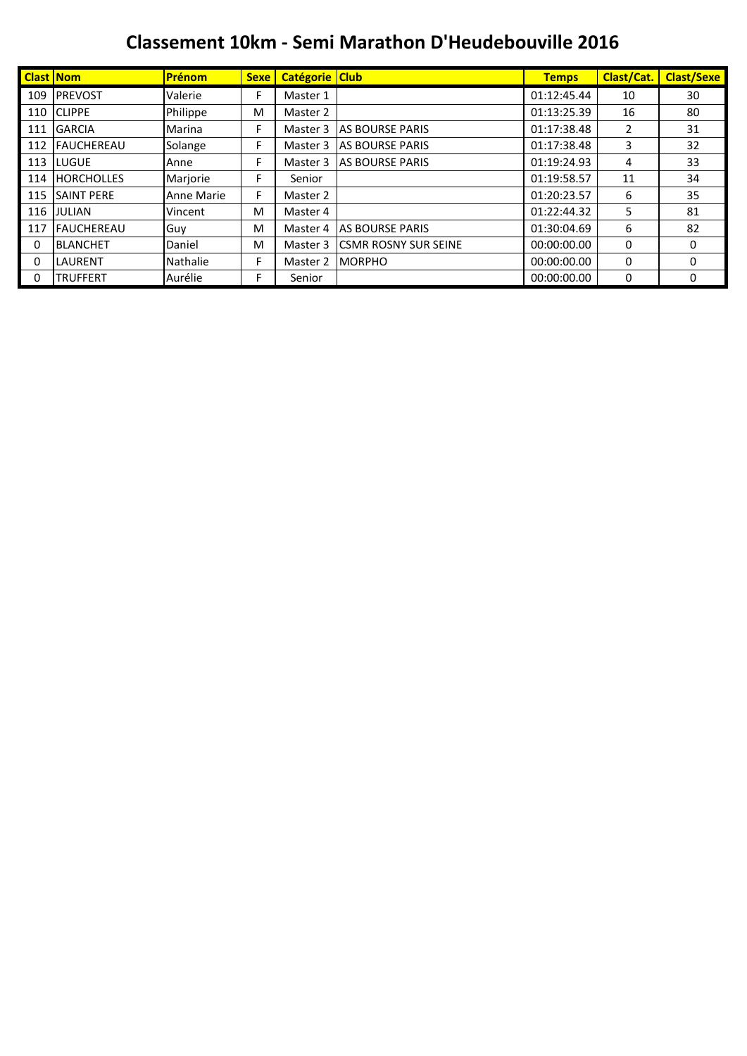# Classement 10km - Semi Marathon D'Heudebouville 2016

| Clast | Nom | Prénom | Sexe | Catégorie | Club | Temps | Clast/Cat. | Clast/Sexe |
|---|---|---|---|---|---|---|---|---|
| 109 | PREVOST | Valerie | F | Master 1 | | 01:12:45.44 | 10 | 30 |
| 110 | CLIPPE | Philippe | M | Master 2 | | 01:13:25.39 | 16 | 80 |
| 111 | GARCIA | Marina | F | Master 3 | AS BOURSE PARIS | 01:17:38.48 | 2 | 31 |
| 112 | FAUCHEREAU | Solange | F | Master 3 | AS BOURSE PARIS | 01:17:38.48 | 3 | 32 |
| 113 | LUGUE | Anne | F | Master 3 | AS BOURSE PARIS | 01:19:24.93 | 4 | 33 |
| 114 | HORCHOLLES | Marjorie | F | Senior | | 01:19:58.57 | 11 | 34 |
| 115 | SAINT PERE | Anne Marie | F | Master 2 | | 01:20:23.57 | 6 | 35 |
| 116 | JULIAN | Vincent | M | Master 4 | | 01:22:44.32 | 5 | 81 |
| 117 | FAUCHEREAU | Guy | M | Master 4 | AS BOURSE PARIS | 01:30:04.69 | 6 | 82 |
| 0 | BLANCHET | Daniel | M | Master 3 | CSMR ROSNY SUR SEINE | 00:00:00.00 | 0 | 0 |
| 0 | LAURENT | Nathalie | F | Master 2 | MORPHO | 00:00:00.00 | 0 | 0 |
| 0 | TRUFFERT | Aurélie | F | Senior | | 00:00:00.00 | 0 | 0 |